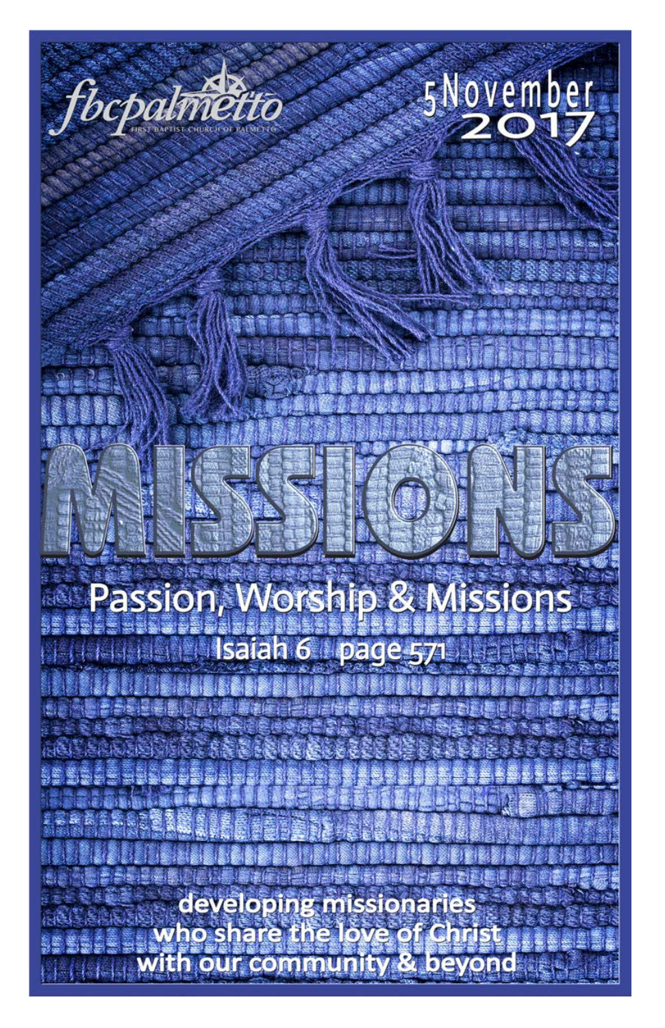fbcpalmetto

FIRST BAPTIST CHURCH OF PALMETTO

5 November 2017

# MISSIONS

## Passion, Worship & Missions

Isaiah 6 page 571

developing missionaries who share the love of Christ with our community & beyond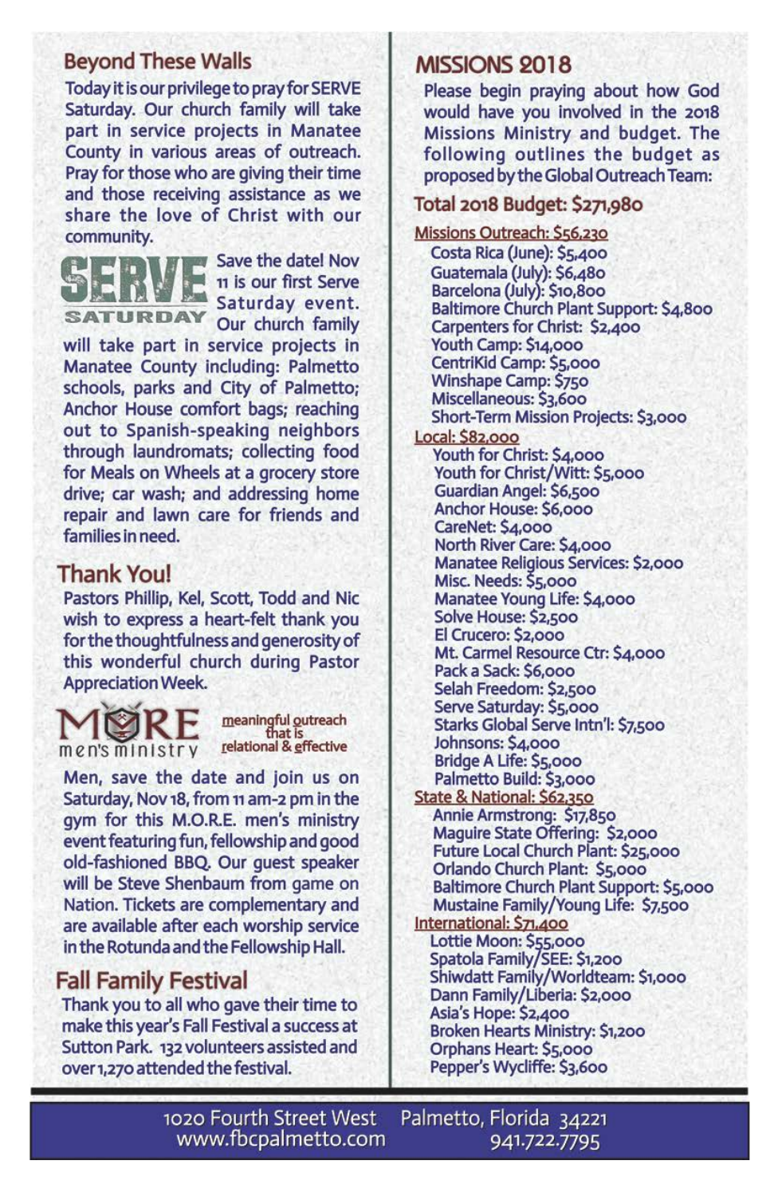## Beyond These Walls

Today it is our privilege to pray for SERVE Saturday. Our church family will take part in service projects in Manatee County in various areas of outreach. Pray for those who are giving their time and those receiving assistance as we share the love of Christ with our community.

SERVE SATURDAY

Save the date! Nov 11 is our first Serve Saturday event. Our church family will take part in service projects in Manatee County including: Palmetto schools, parks and City of Palmetto; Anchor House comfort bags; reaching out to Spanish-speaking neighbors through laundromats; collecting food for Meals on Wheels at a grocery store drive; car wash; and addressing home repair and lawn care for friends and families in need.

## Thank You!

Pastors Phillip, Kel, Scott, Todd and Nic wish to express a heart-felt thank you for the thoughtfulness and generosity of this wonderful church during Pastor Appreciation Week.

MORE men's ministry — meaningful outreach that is relational & effective

Men, save the date and join us on Saturday, Nov 18, from 11 am-2 pm in the gym for this M.O.R.E. men's ministry event featuring fun, fellowship and good old-fashioned BBQ. Our guest speaker will be Steve Shenbaum from game on Nation. Tickets are complementary and are available after each worship service in the Rotunda and the Fellowship Hall.

## Fall Family Festival

Thank you to all who gave their time to make this year's Fall Festival a success at Sutton Park. 132 volunteers assisted and over 1,270 attended the festival.

## MISSIONS 2018

Please begin praying about how God would have you involved in the 2018 Missions Ministry and budget. The following outlines the budget as proposed by the Global Outreach Team:

### Total 2018 Budget: $271,980

**Missions Outreach: $56,230**

- Costa Rica (June): $5,400
- Guatemala (July): $6,480
- Barcelona (July): $10,800
- Baltimore Church Plant Support: $4,800
- Carpenters for Christ: $2,400
- Youth Camp: $14,000
- CentriKid Camp: $5,000
- Winshape Camp: $750
- Miscellaneous: $3,600
- Short-Term Mission Projects: $3,000

**Local: $82,000**

- Youth for Christ: $4,000
- Youth for Christ/Witt: $5,000
- Guardian Angel: $6,500
- Anchor House: $6,000
- CareNet: $4,000
- North River Care: $4,000
- Manatee Religious Services: $2,000
- Misc. Needs: $5,000
- Manatee Young Life: $4,000
- Solve House: $2,500
- El Crucero: $2,000
- Mt. Carmel Resource Ctr: $4,000
- Pack a Sack: $6,000
- Selah Freedom: $2,500
- Serve Saturday: $5,000
- Starks Global Serve Intn'l: $7,500
- Johnsons: $4,000
- Bridge A Life: $5,000
- Palmetto Build: $3,000

**State & National: $62,350**

- Annie Armstrong: $17,850
- Maguire State Offering: $2,000
- Future Local Church Plant: $25,000
- Orlando Church Plant: $5,000
- Baltimore Church Plant Support: $5,000
- Mustaine Family/Young Life: $7,500

**International: $71,400**

- Lottie Moon: $55,000
- Spatola Family/SEE: $1,200
- Shiwdatt Family/Worldteam: $1,000
- Dann Family/Liberia: $2,000
- Asia's Hope: $2,400
- Broken Hearts Ministry: $1,200
- Orphans Heart: $5,000
- Pepper's Wycliffe: $3,600

1020 Fourth Street West Palmetto, Florida 34221
www.fbcpalmetto.com 941.722.7795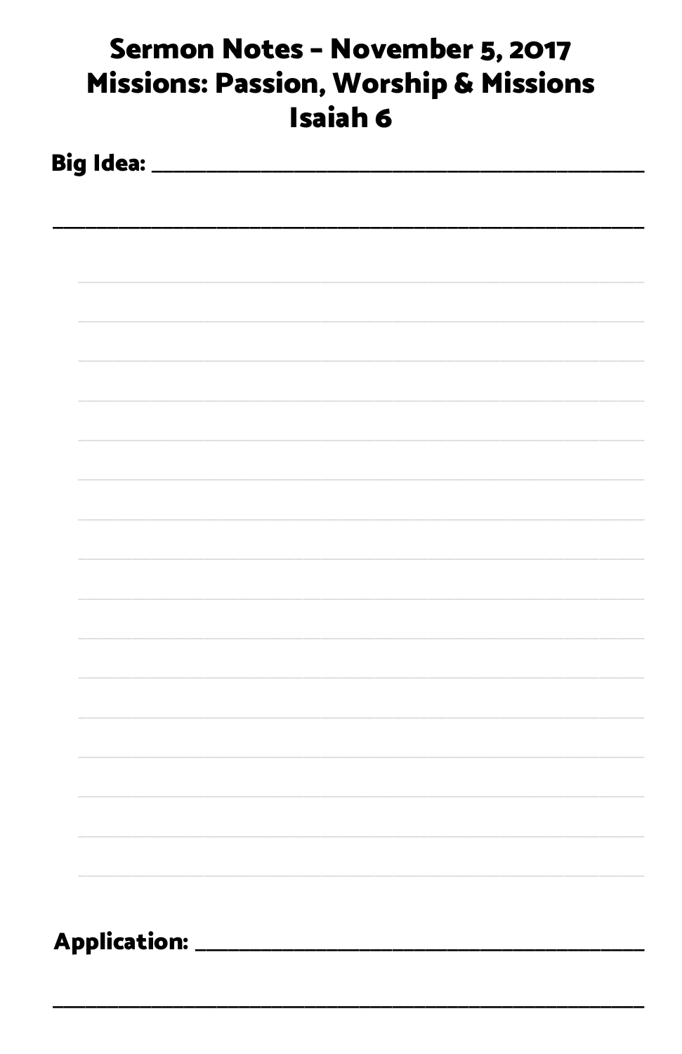# Sermon Notes - November 5, 2017
# Missions: Passion, Worship & Missions
# Isaiah 6

**Big Idea:** ________________________________________

________________________________________________

**Application:** ________________________________________

________________________________________________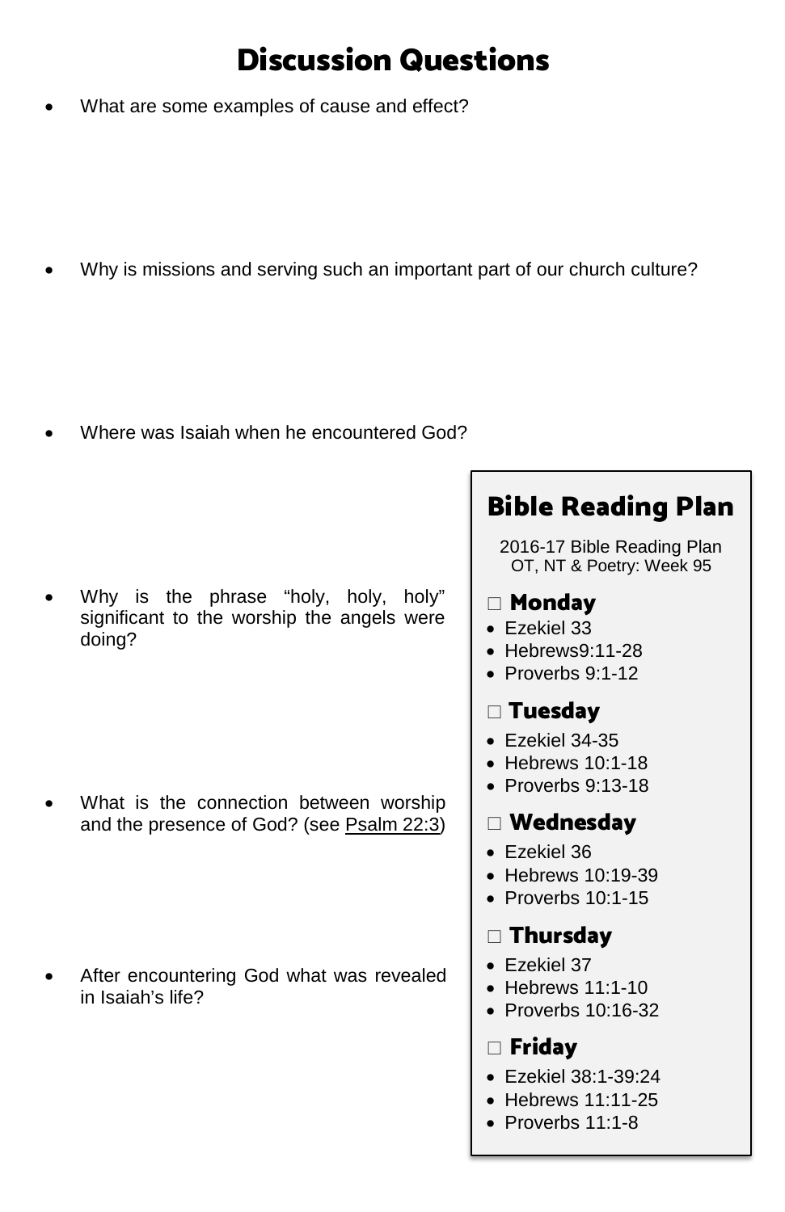# Discussion Questions

- What are some examples of cause and effect?

- Why is missions and serving such an important part of our church culture?

- Where was Isaiah when he encountered God?

- Why is the phrase "holy, holy, holy" significant to the worship the angels were doing?

- What is the connection between worship and the presence of God? (see Psalm 22:3)

- After encountering God what was revealed in Isaiah's life?

## Bible Reading Plan

2016-17 Bible Reading Plan
OT, NT & Poetry: Week 95

### □ Monday

- Ezekiel 33
- Hebrews9:11-28
- Proverbs 9:1-12

### □ Tuesday

- Ezekiel 34-35
- Hebrews 10:1-18
- Proverbs 9:13-18

### □ Wednesday

- Ezekiel 36
- Hebrews 10:19-39
- Proverbs 10:1-15

### □ Thursday

- Ezekiel 37
- Hebrews 11:1-10
- Proverbs 10:16-32

### □ Friday

- Ezekiel 38:1-39:24
- Hebrews 11:11-25
- Proverbs 11:1-8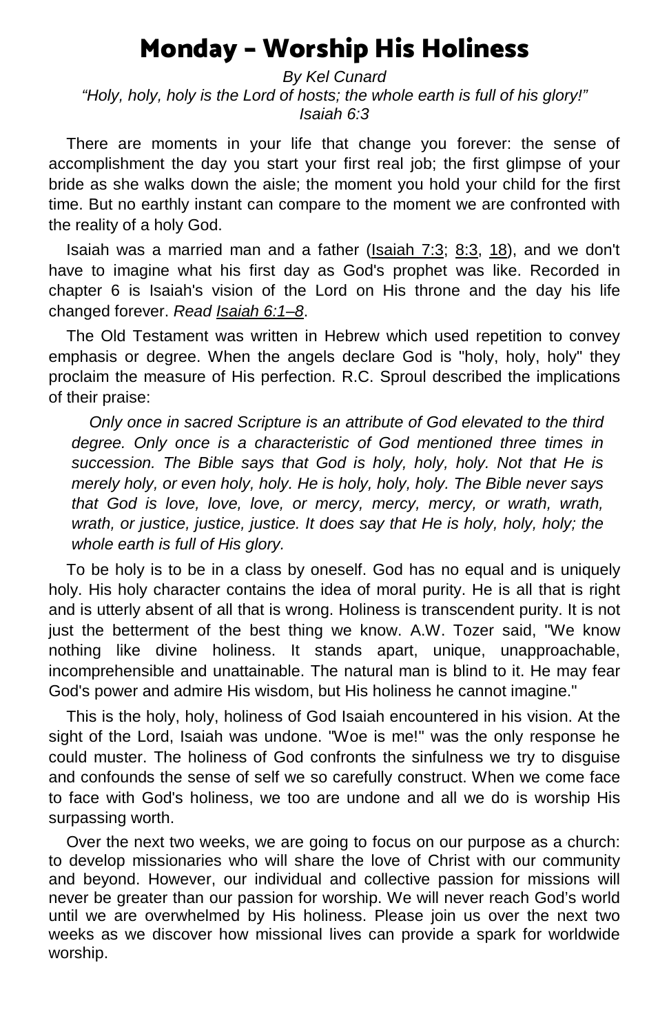# Monday – Worship His Holiness

*By Kel Cunard*

*"Holy, holy, holy is the Lord of hosts; the whole earth is full of his glory!"*
*Isaiah 6:3*

There are moments in your life that change you forever: the sense of accomplishment the day you start your first real job; the first glimpse of your bride as she walks down the aisle; the moment you hold your child for the first time. But no earthly instant can compare to the moment we are confronted with the reality of a holy God.

Isaiah was a married man and a father (Isaiah 7:3; 8:3, 18), and we don't have to imagine what his first day as God's prophet was like. Recorded in chapter 6 is Isaiah's vision of the Lord on His throne and the day his life changed forever. *Read Isaiah 6:1–8*.

The Old Testament was written in Hebrew which used repetition to convey emphasis or degree. When the angels declare God is "holy, holy, holy" they proclaim the measure of His perfection. R.C. Sproul described the implications of their praise:

> *Only once in sacred Scripture is an attribute of God elevated to the third degree. Only once is a characteristic of God mentioned three times in succession. The Bible says that God is holy, holy, holy. Not that He is merely holy, or even holy, holy. He is holy, holy, holy. The Bible never says that God is love, love, love, or mercy, mercy, mercy, or wrath, wrath, wrath, or justice, justice, justice. It does say that He is holy, holy, holy; the whole earth is full of His glory.*

To be holy is to be in a class by oneself. God has no equal and is uniquely holy. His holy character contains the idea of moral purity. He is all that is right and is utterly absent of all that is wrong. Holiness is transcendent purity. It is not just the betterment of the best thing we know. A.W. Tozer said, "We know nothing like divine holiness. It stands apart, unique, unapproachable, incomprehensible and unattainable. The natural man is blind to it. He may fear God's power and admire His wisdom, but His holiness he cannot imagine."

This is the holy, holy, holiness of God Isaiah encountered in his vision. At the sight of the Lord, Isaiah was undone. "Woe is me!" was the only response he could muster. The holiness of God confronts the sinfulness we try to disguise and confounds the sense of self we so carefully construct. When we come face to face with God's holiness, we too are undone and all we do is worship His surpassing worth.

Over the next two weeks, we are going to focus on our purpose as a church: to develop missionaries who will share the love of Christ with our community and beyond. However, our individual and collective passion for missions will never be greater than our passion for worship. We will never reach God's world until we are overwhelmed by His holiness. Please join us over the next two weeks as we discover how missional lives can provide a spark for worldwide worship.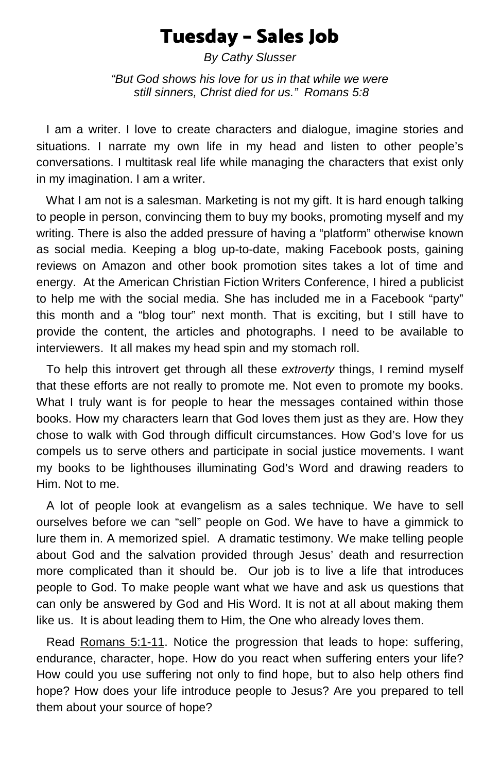# Tuesday – Sales Job

*By Cathy Slusser*

*"But God shows his love for us in that while we were still sinners, Christ died for us." Romans 5:8*

I am a writer. I love to create characters and dialogue, imagine stories and situations. I narrate my own life in my head and listen to other people's conversations. I multitask real life while managing the characters that exist only in my imagination. I am a writer.

What I am not is a salesman. Marketing is not my gift. It is hard enough talking to people in person, convincing them to buy my books, promoting myself and my writing. There is also the added pressure of having a "platform" otherwise known as social media. Keeping a blog up-to-date, making Facebook posts, gaining reviews on Amazon and other book promotion sites takes a lot of time and energy. At the American Christian Fiction Writers Conference, I hired a publicist to help me with the social media. She has included me in a Facebook "party" this month and a "blog tour" next month. That is exciting, but I still have to provide the content, the articles and photographs. I need to be available to interviewers. It all makes my head spin and my stomach roll.

To help this introvert get through all these *extroverty* things, I remind myself that these efforts are not really to promote me. Not even to promote my books. What I truly want is for people to hear the messages contained within those books. How my characters learn that God loves them just as they are. How they chose to walk with God through difficult circumstances. How God's love for us compels us to serve others and participate in social justice movements. I want my books to be lighthouses illuminating God's Word and drawing readers to Him. Not to me.

A lot of people look at evangelism as a sales technique. We have to sell ourselves before we can "sell" people on God. We have to have a gimmick to lure them in. A memorized spiel. A dramatic testimony. We make telling people about God and the salvation provided through Jesus' death and resurrection more complicated than it should be. Our job is to live a life that introduces people to God. To make people want what we have and ask us questions that can only be answered by God and His Word. It is not at all about making them like us. It is about leading them to Him, the One who already loves them.

Read Romans 5:1-11. Notice the progression that leads to hope: suffering, endurance, character, hope. How do you react when suffering enters your life? How could you use suffering not only to find hope, but to also help others find hope? How does your life introduce people to Jesus? Are you prepared to tell them about your source of hope?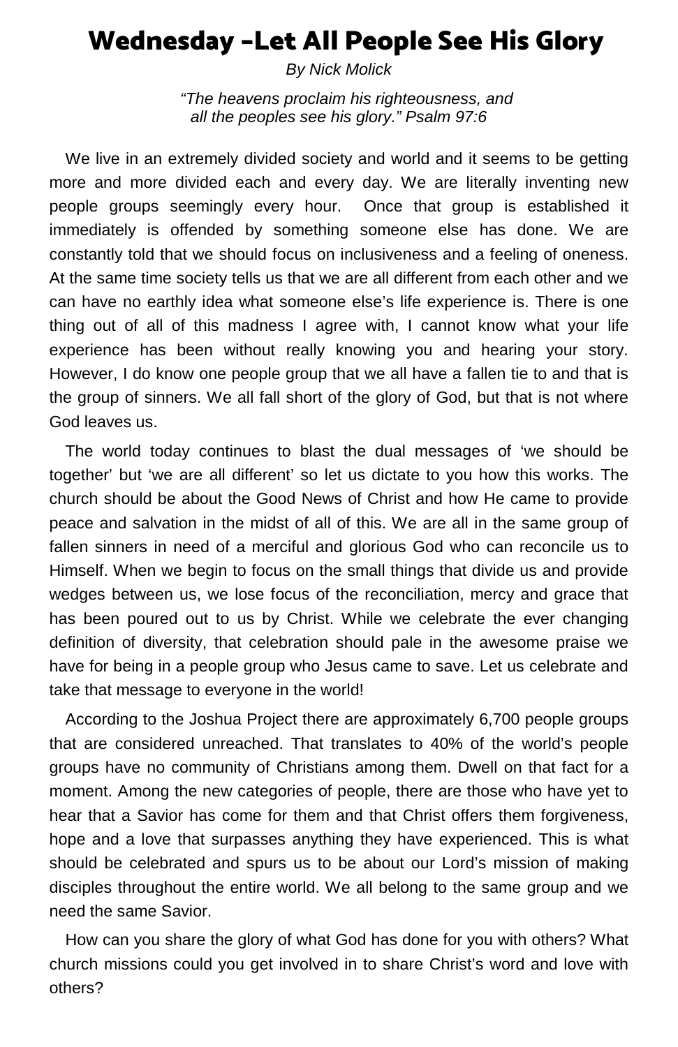# Wednesday -Let All People See His Glory

*By Nick Molick*

*"The heavens proclaim his righteousness, and all the peoples see his glory." Psalm 97:6*

We live in an extremely divided society and world and it seems to be getting more and more divided each and every day. We are literally inventing new people groups seemingly every hour. Once that group is established it immediately is offended by something someone else has done. We are constantly told that we should focus on inclusiveness and a feeling of oneness. At the same time society tells us that we are all different from each other and we can have no earthly idea what someone else's life experience is. There is one thing out of all of this madness I agree with, I cannot know what your life experience has been without really knowing you and hearing your story. However, I do know one people group that we all have a fallen tie to and that is the group of sinners. We all fall short of the glory of God, but that is not where God leaves us.

The world today continues to blast the dual messages of 'we should be together' but 'we are all different' so let us dictate to you how this works. The church should be about the Good News of Christ and how He came to provide peace and salvation in the midst of all of this. We are all in the same group of fallen sinners in need of a merciful and glorious God who can reconcile us to Himself. When we begin to focus on the small things that divide us and provide wedges between us, we lose focus of the reconciliation, mercy and grace that has been poured out to us by Christ. While we celebrate the ever changing definition of diversity, that celebration should pale in the awesome praise we have for being in a people group who Jesus came to save. Let us celebrate and take that message to everyone in the world!

According to the Joshua Project there are approximately 6,700 people groups that are considered unreached. That translates to 40% of the world's people groups have no community of Christians among them. Dwell on that fact for a moment. Among the new categories of people, there are those who have yet to hear that a Savior has come for them and that Christ offers them forgiveness, hope and a love that surpasses anything they have experienced. This is what should be celebrated and spurs us to be about our Lord's mission of making disciples throughout the entire world. We all belong to the same group and we need the same Savior.

How can you share the glory of what God has done for you with others? What church missions could you get involved in to share Christ's word and love with others?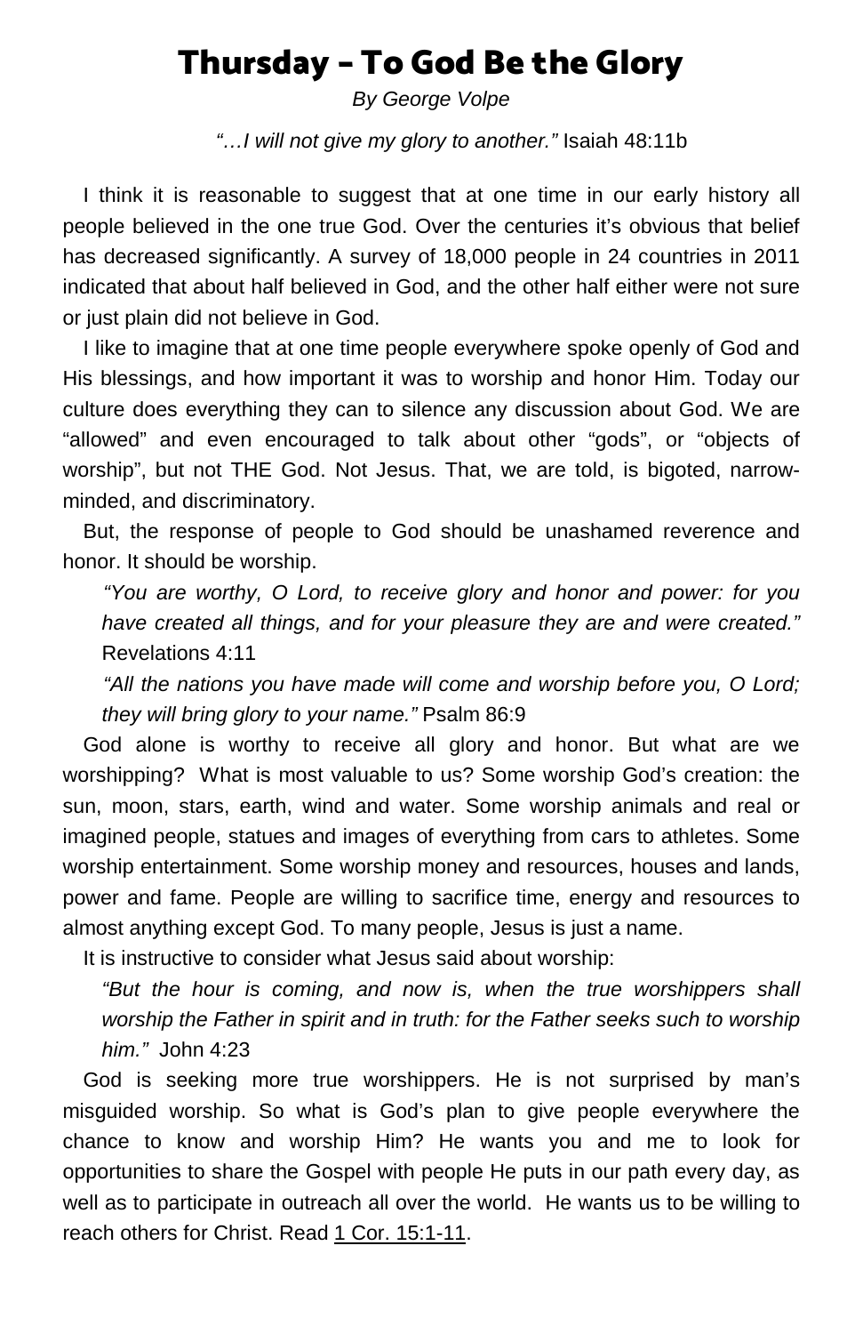# Thursday – To God Be the Glory

*By George Volpe*

*"…I will not give my glory to another."* Isaiah 48:11b

I think it is reasonable to suggest that at one time in our early history all people believed in the one true God. Over the centuries it's obvious that belief has decreased significantly. A survey of 18,000 people in 24 countries in 2011 indicated that about half believed in God, and the other half either were not sure or just plain did not believe in God.

I like to imagine that at one time people everywhere spoke openly of God and His blessings, and how important it was to worship and honor Him. Today our culture does everything they can to silence any discussion about God. We are "allowed" and even encouraged to talk about other "gods", or "objects of worship", but not THE God. Not Jesus. That, we are told, is bigoted, narrow-minded, and discriminatory.

But, the response of people to God should be unashamed reverence and honor. It should be worship.

> *"You are worthy, O Lord, to receive glory and honor and power: for you have created all things, and for your pleasure they are and were created."* Revelations 4:11
>
> *"All the nations you have made will come and worship before you, O Lord; they will bring glory to your name."* Psalm 86:9

God alone is worthy to receive all glory and honor. But what are we worshipping? What is most valuable to us? Some worship God's creation: the sun, moon, stars, earth, wind and water. Some worship animals and real or imagined people, statues and images of everything from cars to athletes. Some worship entertainment. Some worship money and resources, houses and lands, power and fame. People are willing to sacrifice time, energy and resources to almost anything except God. To many people, Jesus is just a name.

It is instructive to consider what Jesus said about worship:

> *"But the hour is coming, and now is, when the true worshippers shall worship the Father in spirit and in truth: for the Father seeks such to worship him."* John 4:23

God is seeking more true worshippers. He is not surprised by man's misguided worship. So what is God's plan to give people everywhere the chance to know and worship Him? He wants you and me to look for opportunities to share the Gospel with people He puts in our path every day, as well as to participate in outreach all over the world. He wants us to be willing to reach others for Christ. Read 1 Cor. 15:1-11.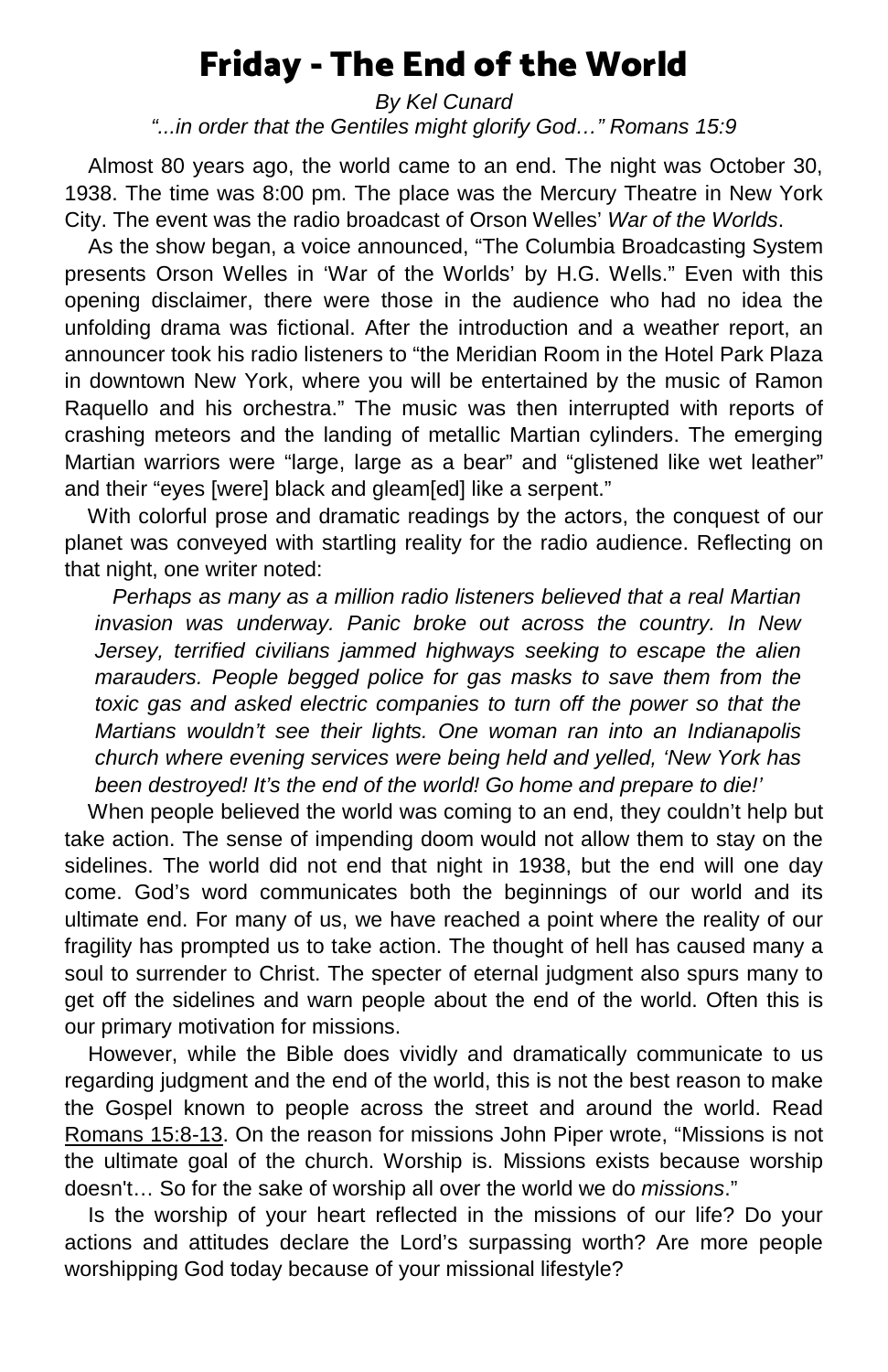# Friday - The End of the World

*By Kel Cunard*

*"...in order that the Gentiles might glorify God…" Romans 15:9*

Almost 80 years ago, the world came to an end. The night was October 30, 1938. The time was 8:00 pm. The place was the Mercury Theatre in New York City. The event was the radio broadcast of Orson Welles' *War of the Worlds*.

As the show began, a voice announced, "The Columbia Broadcasting System presents Orson Welles in 'War of the Worlds' by H.G. Wells." Even with this opening disclaimer, there were those in the audience who had no idea the unfolding drama was fictional. After the introduction and a weather report, an announcer took his radio listeners to "the Meridian Room in the Hotel Park Plaza in downtown New York, where you will be entertained by the music of Ramon Raquello and his orchestra." The music was then interrupted with reports of crashing meteors and the landing of metallic Martian cylinders. The emerging Martian warriors were "large, large as a bear" and "glistened like wet leather" and their "eyes [were] black and gleam[ed] like a serpent."

With colorful prose and dramatic readings by the actors, the conquest of our planet was conveyed with startling reality for the radio audience. Reflecting on that night, one writer noted:

> *Perhaps as many as a million radio listeners believed that a real Martian invasion was underway. Panic broke out across the country. In New Jersey, terrified civilians jammed highways seeking to escape the alien marauders. People begged police for gas masks to save them from the toxic gas and asked electric companies to turn off the power so that the Martians wouldn't see their lights. One woman ran into an Indianapolis church where evening services were being held and yelled, 'New York has been destroyed! It's the end of the world! Go home and prepare to die!'*

When people believed the world was coming to an end, they couldn't help but take action. The sense of impending doom would not allow them to stay on the sidelines. The world did not end that night in 1938, but the end will one day come. God's word communicates both the beginnings of our world and its ultimate end. For many of us, we have reached a point where the reality of our fragility has prompted us to take action. The thought of hell has caused many a soul to surrender to Christ. The specter of eternal judgment also spurs many to get off the sidelines and warn people about the end of the world. Often this is our primary motivation for missions.

However, while the Bible does vividly and dramatically communicate to us regarding judgment and the end of the world, this is not the best reason to make the Gospel known to people across the street and around the world. Read Romans 15:8-13. On the reason for missions John Piper wrote, "Missions is not the ultimate goal of the church. Worship is. Missions exists because worship doesn't… So for the sake of worship all over the world we do *missions*."

Is the worship of your heart reflected in the missions of our life? Do your actions and attitudes declare the Lord's surpassing worth? Are more people worshipping God today because of your missional lifestyle?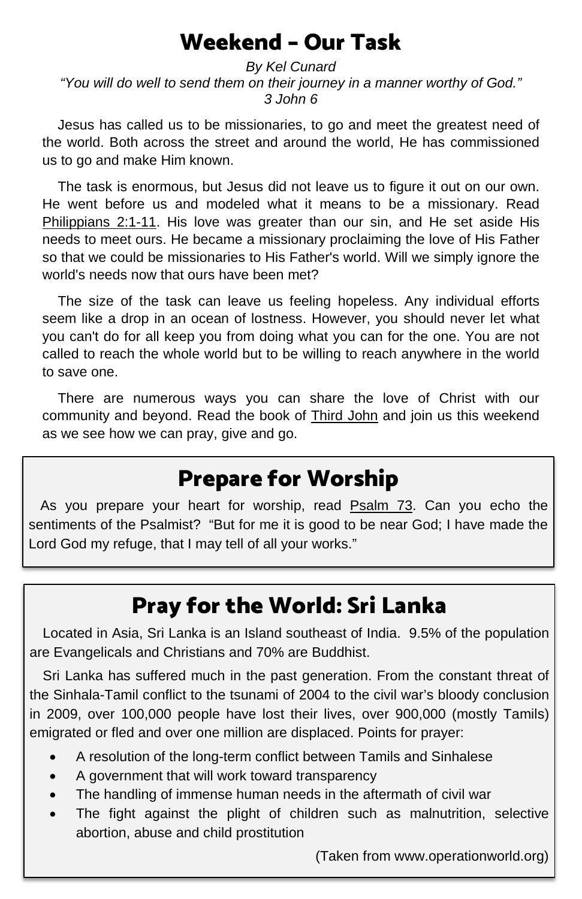# Weekend – Our Task

*By Kel Cunard*

*"You will do well to send them on their journey in a manner worthy of God."*
*3 John 6*

Jesus has called us to be missionaries, to go and meet the greatest need of the world. Both across the street and around the world, He has commissioned us to go and make Him known.

The task is enormous, but Jesus did not leave us to figure it out on our own. He went before us and modeled what it means to be a missionary. Read Philippians 2:1-11. His love was greater than our sin, and He set aside His needs to meet ours. He became a missionary proclaiming the love of His Father so that we could be missionaries to His Father's world. Will we simply ignore the world's needs now that ours have been met?

The size of the task can leave us feeling hopeless. Any individual efforts seem like a drop in an ocean of lostness. However, you should never let what you can't do for all keep you from doing what you can for the one. You are not called to reach the whole world but to be willing to reach anywhere in the world to save one.

There are numerous ways you can share the love of Christ with our community and beyond. Read the book of Third John and join us this weekend as we see how we can pray, give and go.

## Prepare for Worship

As you prepare your heart for worship, read Psalm 73. Can you echo the sentiments of the Psalmist? "But for me it is good to be near God; I have made the Lord God my refuge, that I may tell of all your works."

## Pray for the World: Sri Lanka

Located in Asia, Sri Lanka is an Island southeast of India. 9.5% of the population are Evangelicals and Christians and 70% are Buddhist.

Sri Lanka has suffered much in the past generation. From the constant threat of the Sinhala-Tamil conflict to the tsunami of 2004 to the civil war's bloody conclusion in 2009, over 100,000 people have lost their lives, over 900,000 (mostly Tamils) emigrated or fled and over one million are displaced. Points for prayer:

- A resolution of the long-term conflict between Tamils and Sinhalese
- A government that will work toward transparency
- The handling of immense human needs in the aftermath of civil war
- The fight against the plight of children such as malnutrition, selective abortion, abuse and child prostitution

(Taken from www.operationworld.org)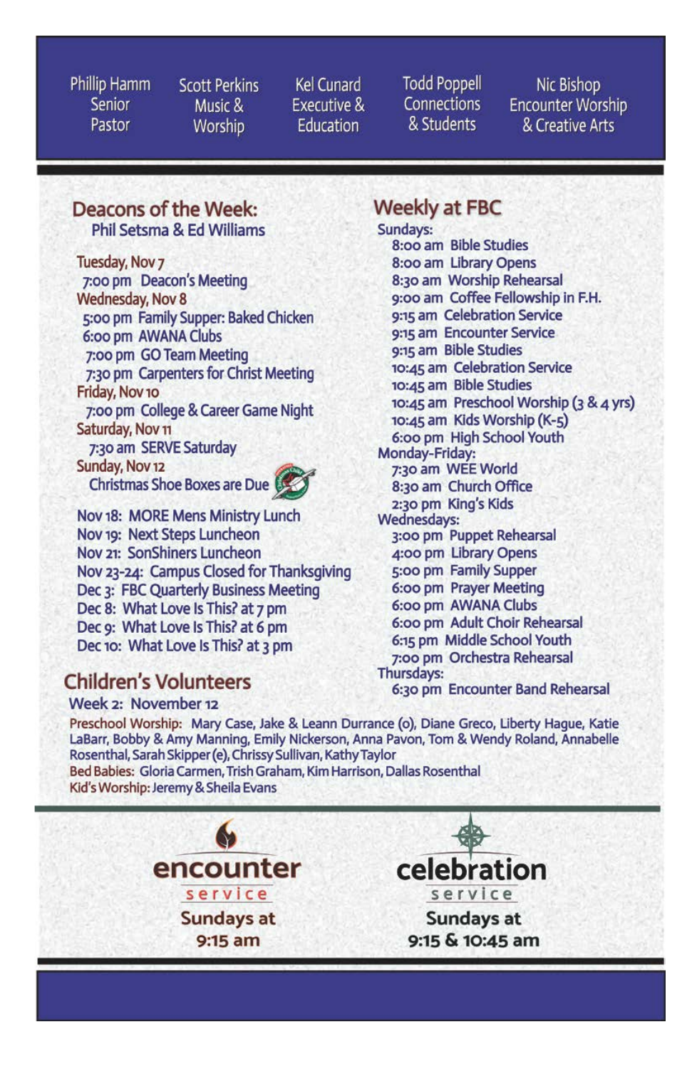Phillip Hamm
Senior Pastor

Scott Perkins
Music & Worship

Kel Cunard
Executive & Education

Todd Poppell
Connections & Students

Nic Bishop
Encounter Worship & Creative Arts

## Deacons of the Week:

Phil Setsma & Ed Williams

**Tuesday, Nov 7**
- 7:00 pm Deacon's Meeting

**Wednesday, Nov 8**
- 5:00 pm Family Supper: Baked Chicken
- 6:00 pm AWANA Clubs
- 7:00 pm GO Team Meeting
- 7:30 pm Carpenters for Christ Meeting

**Friday, Nov 10**
- 7:00 pm College & Career Game Night

**Saturday, Nov 11**
- 7:30 am SERVE Saturday

**Sunday, Nov 12**
- Christmas Shoe Boxes are Due

Nov 18: MORE Mens Ministry Lunch
Nov 19: Next Steps Luncheon
Nov 21: SonShiners Luncheon
Nov 23-24: Campus Closed for Thanksgiving
Dec 3: FBC Quarterly Business Meeting
Dec 8: What Love Is This? at 7 pm
Dec 9: What Love Is This? at 6 pm
Dec 10: What Love Is This? at 3 pm

## Weekly at FBC

**Sundays:**
- 8:00 am Bible Studies
- 8:00 am Library Opens
- 8:30 am Worship Rehearsal
- 9:00 am Coffee Fellowship in F.H.
- 9:15 am Celebration Service
- 9:15 am Encounter Service
- 9:15 am Bible Studies
- 10:45 am Celebration Service
- 10:45 am Bible Studies
- 10:45 am Preschool Worship (3 & 4 yrs)
- 10:45 am Kids Worship (K-5)
- 6:00 pm High School Youth

**Monday-Friday:**
- 7:30 am WEE World
- 8:30 am Church Office
- 2:30 pm King's Kids

**Wednesdays:**
- 3:00 pm Puppet Rehearsal
- 4:00 pm Library Opens
- 5:00 pm Family Supper
- 6:00 pm Prayer Meeting
- 6:00 pm AWANA Clubs
- 6:00 pm Adult Choir Rehearsal
- 6:15 pm Middle School Youth
- 7:00 pm Orchestra Rehearsal

**Thursdays:**
- 6:30 pm Encounter Band Rehearsal

## Children's Volunteers

**Week 2: November 12**

Preschool Worship: Mary Case, Jake & Leann Durrance (o), Diane Greco, Liberty Hague, Katie LaBarr, Bobby & Amy Manning, Emily Nickerson, Anna Pavon, Tom & Wendy Roland, Annabelle Rosenthal, Sarah Skipper (e), Chrissy Sullivan, Kathy Taylor
Bed Babies: Gloria Carmen, Trish Graham, Kim Harrison, Dallas Rosenthal
Kid's Worship: Jeremy & Sheila Evans

**encounter service**
Sundays at 9:15 am

**celebration service**
Sundays at 9:15 & 10:45 am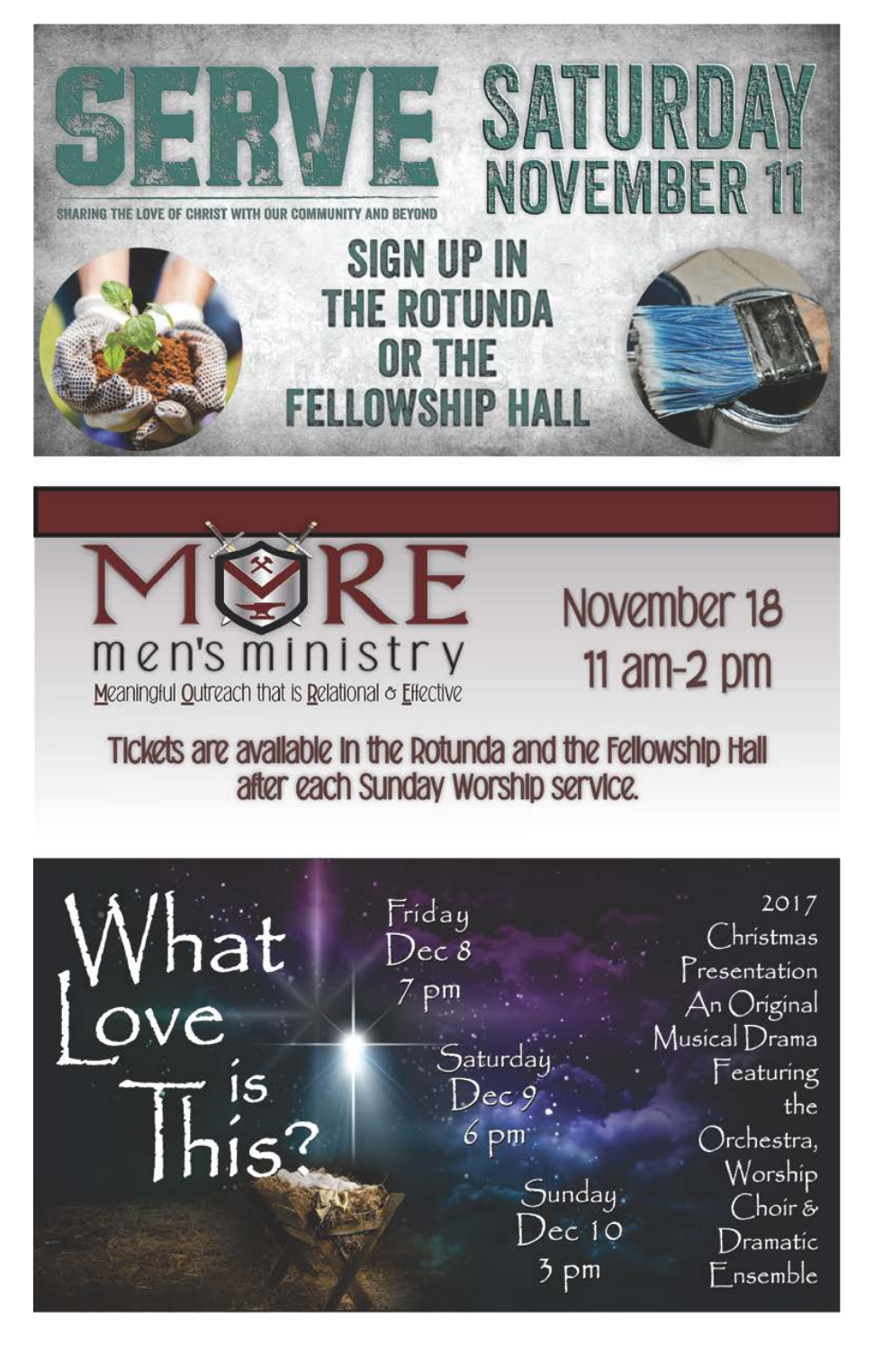# SERVE

SHARING THE LOVE OF CHRIST WITH OUR COMMUNITY AND BEYOND

## SATURDAY NOVEMBER 11

SIGN UP IN THE ROTUNDA OR THE FELLOWSHIP HALL

# MORE men's ministry

Meaningful Outreach that is Relational & Effective

November 18
11 am-2 pm

Tickets are available in the Rotunda and the Fellowship Hall after each Sunday Worship service.

# What Love is This?

Friday Dec 8 7 pm

Saturday Dec 9 6 pm

Sunday Dec 10 3 pm

2017 Christmas Presentation
An Original Musical Drama
Featuring the Orchestra, Worship Choir & Dramatic Ensemble